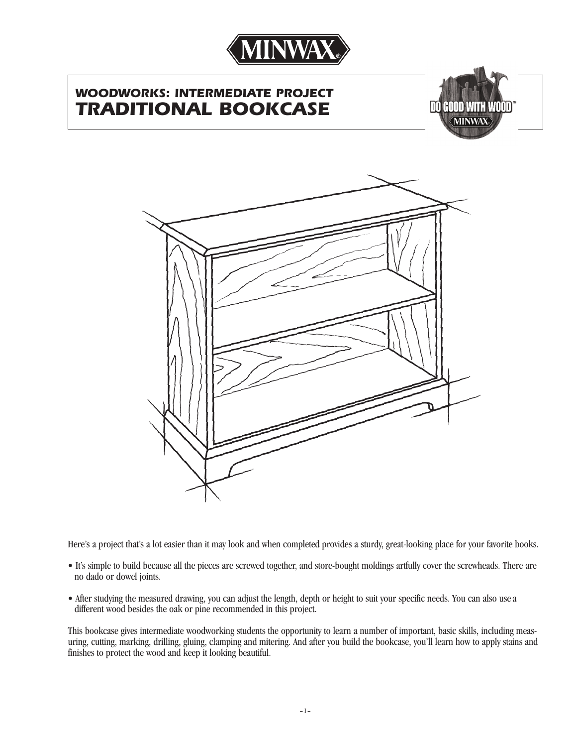# WOODWORKS: INTERMEDIATE PROJECT
# TRADITIONAL BOOKCASE

Here's a project that's a lot easier than it may look and when completed provides a sturdy, great-looking place for your favorite books.

- It's simple to build because all the pieces are screwed together, and store-bought moldings artfully cover the screwheads. There are no dado or dowel joints.
- After studying the measured drawing, you can adjust the length, depth or height to suit your specific needs. You can also use a different wood besides the oak or pine recommended in this project.

This bookcase gives intermediate woodworking students the opportunity to learn a number of important, basic skills, including measuring, cutting, marking, drilling, gluing, clamping and mitering. And after you build the bookcase, you'll learn how to apply stains and finishes to protect the wood and keep it looking beautiful.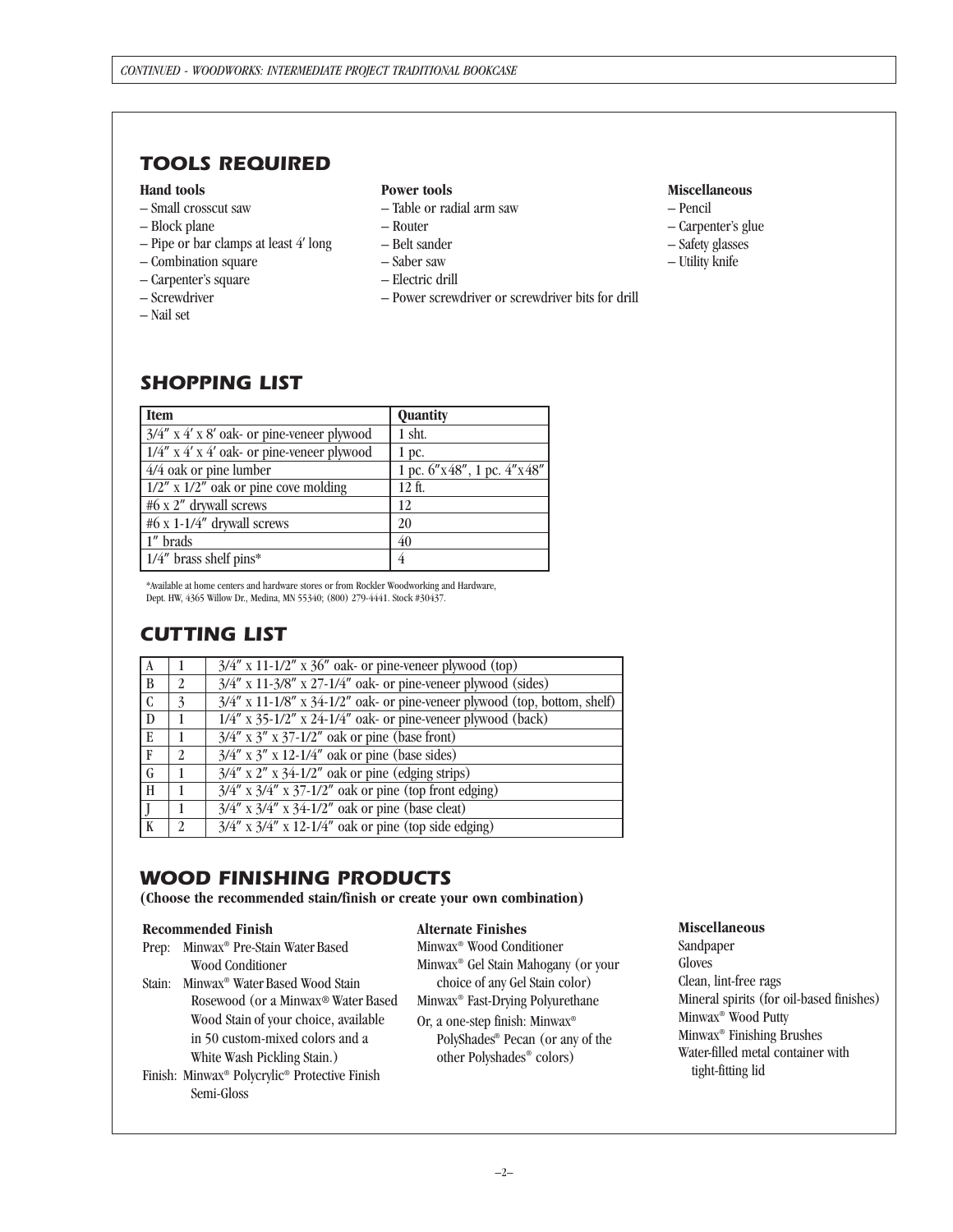## TOOLS REQUIRED

**Hand tools**

- Small crosscut saw
- Block plane
- Pipe or bar clamps at least 4′ long
- Combination square
- Carpenter's square
- Screwdriver
- Nail set

**Power tools**

- Table or radial arm saw
- Router
- Belt sander
- Saber saw
- Electric drill
- Power screwdriver or screwdriver bits for drill

**Miscellaneous**

- Pencil
- Carpenter's glue
- Safety glasses
- Utility knife

## SHOPPING LIST

| Item | Quantity |
|---|---|
| 3/4″ x 4′ x 8′ oak- or pine-veneer plywood | 1 sht. |
| 1/4″ x 4′ x 4′ oak- or pine-veneer plywood | 1 pc. |
| 4/4 oak or pine lumber | 1 pc. 6″x48″, 1 pc. 4″x48″ |
| 1/2″ x 1/2″ oak or pine cove molding | 12 ft. |
| #6 x 2″ drywall screws | 12 |
| #6 x 1-1/4″ drywall screws | 20 |
| 1″ brads | 40 |
| 1/4″ brass shelf pins* | 4 |

*Available at home centers and hardware stores or from Rockler Woodworking and Hardware, Dept. HW, 4365 Willow Dr., Medina, MN 55340; (800) 279-4441. Stock #30437.

## CUTTING LIST

| | | |
|---|---|---|
| A | 1 | 3/4″ x 11-1/2″ x 36″ oak- or pine-veneer plywood (top) |
| B | 2 | 3/4″ x 11-3/8″ x 27-1/4″ oak- or pine-veneer plywood (sides) |
| C | 3 | 3/4″ x 11-1/8″ x 34-1/2″ oak- or pine-veneer plywood (top, bottom, shelf) |
| D | 1 | 1/4″ x 35-1/2″ x 24-1/4″ oak- or pine-veneer plywood (back) |
| E | 1 | 3/4″ x 3″ x 37-1/2″ oak or pine (base front) |
| F | 2 | 3/4″ x 3″ x 12-1/4″ oak or pine (base sides) |
| G | 1 | 3/4″ x 2″ x 34-1/2″ oak or pine (edging strips) |
| H | 1 | 3/4″ x 3/4″ x 37-1/2″ oak or pine (top front edging) |
| J | 1 | 3/4″ x 3/4″ x 34-1/2″ oak or pine (base cleat) |
| K | 2 | 3/4″ x 3/4″ x 12-1/4″ oak or pine (top side edging) |

## WOOD FINISHING PRODUCTS

**(Choose the recommended stain/finish or create your own combination)**

**Recommended Finish**

Prep: Minwax® Pre-Stain Water Based Wood Conditioner

Stain: Minwax® Water Based Wood Stain Rosewood (or a Minwax® Water Based Wood Stain of your choice, available in 50 custom-mixed colors and a White Wash Pickling Stain.)

Finish: Minwax® Polycrylic® Protective Finish Semi-Gloss

**Alternate Finishes**

Minwax® Wood Conditioner

Minwax® Gel Stain Mahogany (or your choice of any Gel Stain color)

Minwax® Fast-Drying Polyurethane

Or, a one-step finish: Minwax® PolyShades® Pecan (or any of the other Polyshades® colors)

**Miscellaneous**

Sandpaper

Gloves

Clean, lint-free rags

Mineral spirits (for oil-based finishes)

Minwax® Wood Putty

Minwax® Finishing Brushes

Water-filled metal container with tight-fitting lid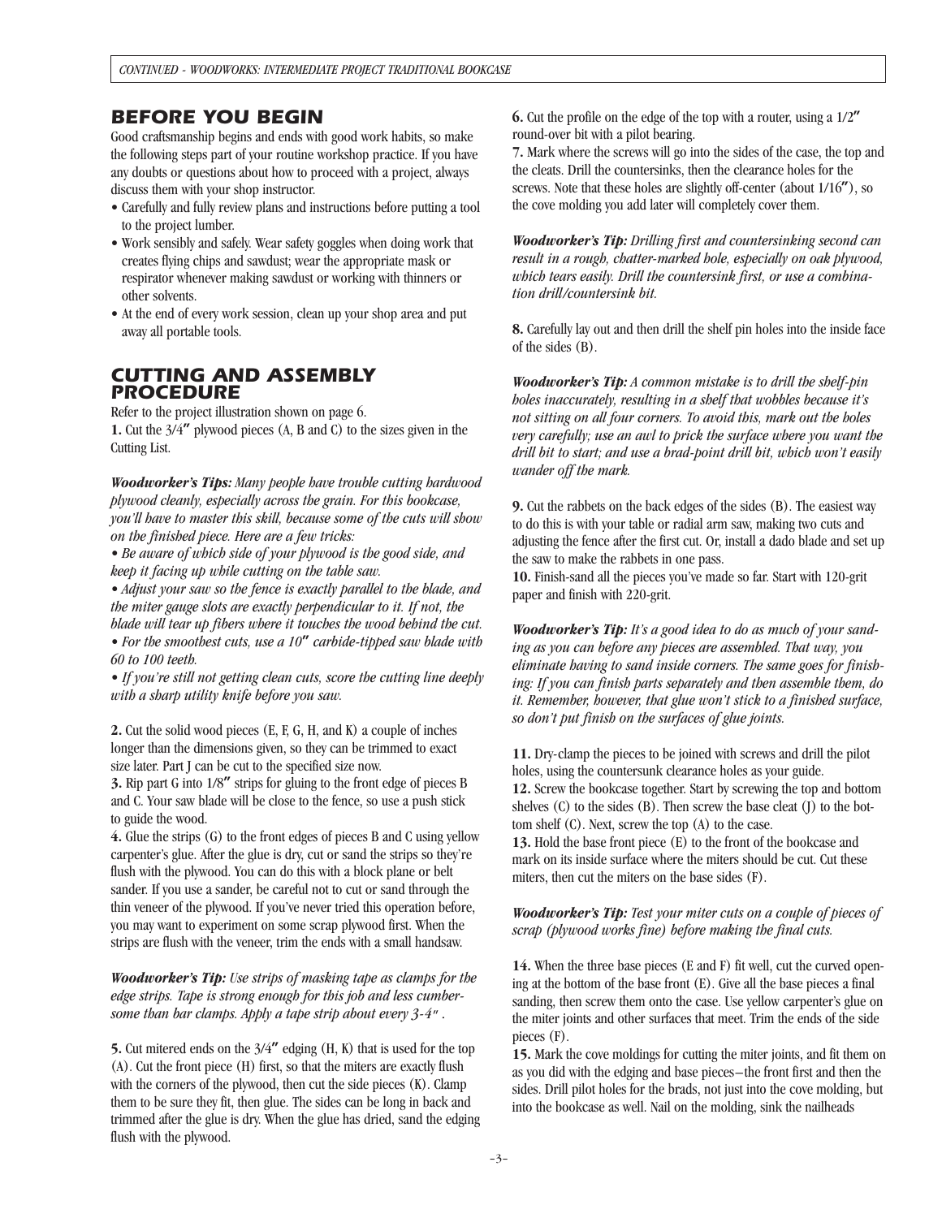## BEFORE YOU BEGIN

Good craftsmanship begins and ends with good work habits, so make the following steps part of your routine workshop practice. If you have any doubts or questions about how to proceed with a project, always discuss them with your shop instructor.

- Carefully and fully review plans and instructions before putting a tool to the project lumber.
- Work sensibly and safely. Wear safety goggles when doing work that creates flying chips and sawdust; wear the appropriate mask or respirator whenever making sawdust or working with thinners or other solvents.
- At the end of every work session, clean up your shop area and put away all portable tools.

## CUTTING AND ASSEMBLY PROCEDURE

Refer to the project illustration shown on page 6.

**1.** Cut the 3/4″ plywood pieces (A, B and C) to the sizes given in the Cutting List.

***Woodworker's Tips:*** *Many people have trouble cutting hardwood plywood cleanly, especially across the grain. For this bookcase, you'll have to master this skill, because some of the cuts will show on the finished piece. Here are a few tricks:*

- *Be aware of which side of your plywood is the good side, and keep it facing up while cutting on the table saw.*
- *Adjust your saw so the fence is exactly parallel to the blade, and the miter gauge slots are exactly perpendicular to it. If not, the blade will tear up fibers where it touches the wood behind the cut.*
- *For the smoothest cuts, use a 10″ carbide-tipped saw blade with 60 to 100 teeth.*
- *If you're still not getting clean cuts, score the cutting line deeply with a sharp utility knife before you saw.*

**2.** Cut the solid wood pieces (E, F, G, H, and K) a couple of inches longer than the dimensions given, so they can be trimmed to exact size later. Part J can be cut to the specified size now.

**3.** Rip part G into 1/8″ strips for gluing to the front edge of pieces B and C. Your saw blade will be close to the fence, so use a push stick to guide the wood.

**4.** Glue the strips (G) to the front edges of pieces B and C using yellow carpenter's glue. After the glue is dry, cut or sand the strips so they're flush with the plywood. You can do this with a block plane or belt sander. If you use a sander, be careful not to cut or sand through the thin veneer of the plywood. If you've never tried this operation before, you may want to experiment on some scrap plywood first. When the strips are flush with the veneer, trim the ends with a small handsaw.

***Woodworker's Tip:*** *Use strips of masking tape as clamps for the edge strips. Tape is strong enough for this job and less cumbersome than bar clamps. Apply a tape strip about every 3-4″.*

**5.** Cut mitered ends on the 3/4″ edging (H, K) that is used for the top (A). Cut the front piece (H) first, so that the miters are exactly flush with the corners of the plywood, then cut the side pieces (K). Clamp them to be sure they fit, then glue. The sides can be long in back and trimmed after the glue is dry. When the glue has dried, sand the edging flush with the plywood.

**6.** Cut the profile on the edge of the top with a router, using a 1/2″ round-over bit with a pilot bearing.

**7.** Mark where the screws will go into the sides of the case, the top and the cleats. Drill the countersinks, then the clearance holes for the screws. Note that these holes are slightly off-center (about 1/16″), so the cove molding you add later will completely cover them.

***Woodworker's Tip:*** *Drilling first and countersinking second can result in a rough, chatter-marked hole, especially on oak plywood, which tears easily. Drill the countersink first, or use a combination drill/countersink bit.*

**8.** Carefully lay out and then drill the shelf pin holes into the inside face of the sides (B).

***Woodworker's Tip:*** *A common mistake is to drill the shelf-pin holes inaccurately, resulting in a shelf that wobbles because it's not sitting on all four corners. To avoid this, mark out the holes very carefully; use an awl to prick the surface where you want the drill bit to start; and use a brad-point drill bit, which won't easily wander off the mark.*

**9.** Cut the rabbets on the back edges of the sides (B). The easiest way to do this is with your table or radial arm saw, making two cuts and adjusting the fence after the first cut. Or, install a dado blade and set up the saw to make the rabbets in one pass.

**10.** Finish-sand all the pieces you've made so far. Start with 120-grit paper and finish with 220-grit.

***Woodworker's Tip:*** *It's a good idea to do as much of your sanding as you can before any pieces are assembled. That way, you eliminate having to sand inside corners. The same goes for finishing: If you can finish parts separately and then assemble them, do it. Remember, however, that glue won't stick to a finished surface, so don't put finish on the surfaces of glue joints.*

**11.** Dry-clamp the pieces to be joined with screws and drill the pilot holes, using the countersunk clearance holes as your guide.

**12.** Screw the bookcase together. Start by screwing the top and bottom shelves (C) to the sides (B). Then screw the base cleat (J) to the bottom shelf (C). Next, screw the top (A) to the case.

**13.** Hold the base front piece (E) to the front of the bookcase and mark on its inside surface where the miters should be cut. Cut these miters, then cut the miters on the base sides (F).

***Woodworker's Tip:*** *Test your miter cuts on a couple of pieces of scrap (plywood works fine) before making the final cuts.*

**14.** When the three base pieces (E and F) fit well, cut the curved opening at the bottom of the base front (E). Give all the base pieces a final sanding, then screw them onto the case. Use yellow carpenter's glue on the miter joints and other surfaces that meet. Trim the ends of the side pieces (F).

**15.** Mark the cove moldings for cutting the miter joints, and fit them on as you did with the edging and base pieces—the front first and then the sides. Drill pilot holes for the brads, not just into the cove molding, but into the bookcase as well. Nail on the molding, sink the nailheads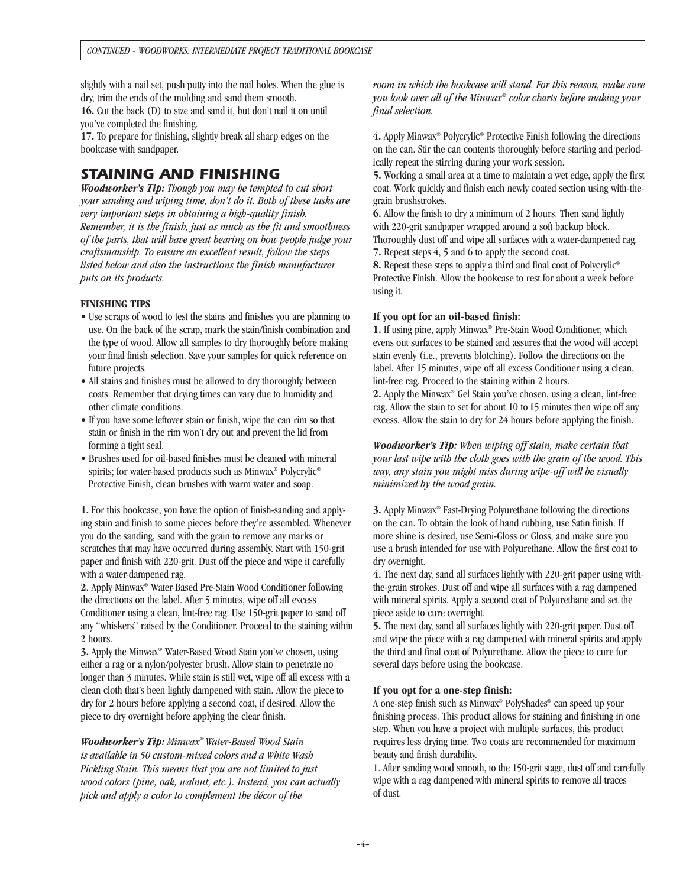slightly with a nail set, push putty into the nail holes. When the glue is dry, trim the ends of the molding and sand them smooth.

**16.** Cut the back (D) to size and sand it, but don't nail it on until you've completed the finishing.

**17.** To prepare for finishing, slightly break all sharp edges on the bookcase with sandpaper.

## STAINING AND FINISHING

***Woodworker's Tip:*** *Though you may be tempted to cut short your sanding and wiping time, don't do it. Both of these tasks are very important steps in obtaining a high-quality finish. Remember, it is the finish, just as much as the fit and smoothness of the parts, that will have great bearing on how people judge your craftsmanship. To ensure an excellent result, follow the steps listed below and also the instructions the finish manufacturer puts on its products.*

**FINISHING TIPS**

- Use scraps of wood to test the stains and finishes you are planning to use. On the back of the scrap, mark the stain/finish combination and the type of wood. Allow all samples to dry thoroughly before making your final finish selection. Save your samples for quick reference on future projects.
- All stains and finishes must be allowed to dry thoroughly between coats. Remember that drying times can vary due to humidity and other climate conditions.
- If you have some leftover stain or finish, wipe the can rim so that stain or finish in the rim won't dry out and prevent the lid from forming a tight seal.
- Brushes used for oil-based finishes must be cleaned with mineral spirits; for water-based products such as Minwax® Polycrylic® Protective Finish, clean brushes with warm water and soap.

**1.** For this bookcase, you have the option of finish-sanding and applying stain and finish to some pieces before they're assembled. Whenever you do the sanding, sand with the grain to remove any marks or scratches that may have occurred during assembly. Start with 150-grit paper and finish with 220-grit. Dust off the piece and wipe it carefully with a water-dampened rag.

**2.** Apply Minwax® Water-Based Pre-Stain Wood Conditioner following the directions on the label. After 5 minutes, wipe off all excess Conditioner using a clean, lint-free rag. Use 150-grit paper to sand off any "whiskers" raised by the Conditioner. Proceed to the staining within 2 hours.

**3.** Apply the Minwax® Water-Based Wood Stain you've chosen, using either a rag or a nylon/polyester brush. Allow stain to penetrate no longer than 3 minutes. While stain is still wet, wipe off all excess with a clean cloth that's been lightly dampened with stain. Allow the piece to dry for 2 hours before applying a second coat, if desired. Allow the piece to dry overnight before applying the clear finish.

***Woodworker's Tip:*** *Minwax® Water-Based Wood Stain is available in 50 custom-mixed colors and a White Wash Pickling Stain. This means that you are not limited to just wood colors (pine, oak, walnut, etc.). Instead, you can actually pick and apply a color to complement the décor of the room in which the bookcase will stand. For this reason, make sure you look over all of the Minwax® color charts before making your final selection.*

**4.** Apply Minwax® Polycrylic® Protective Finish following the directions on the can. Stir the can contents thoroughly before starting and periodically repeat the stirring during your work session.

**5.** Working a small area at a time to maintain a wet edge, apply the first coat. Work quickly and finish each newly coated section using with-the-grain brushstrokes.

**6.** Allow the finish to dry a minimum of 2 hours. Then sand lightly with 220-grit sandpaper wrapped around a soft backup block. Thoroughly dust off and wipe all surfaces with a water-dampened rag.

**7.** Repeat steps 4, 5 and 6 to apply the second coat.

**8.** Repeat these steps to apply a third and final coat of Polycrylic® Protective Finish. Allow the bookcase to rest for about a week before using it.

**If you opt for an oil-based finish:**

**1.** If using pine, apply Minwax® Pre-Stain Wood Conditioner, which evens out surfaces to be stained and assures that the wood will accept stain evenly (i.e., prevents blotching). Follow the directions on the label. After 15 minutes, wipe off all excess Conditioner using a clean, lint-free rag. Proceed to the staining within 2 hours.

**2.** Apply the Minwax® Gel Stain you've chosen, using a clean, lint-free rag. Allow the stain to set for about 10 to 15 minutes then wipe off any excess. Allow the stain to dry for 24 hours before applying the finish.

***Woodworker's Tip:*** *When wiping off stain, make certain that your last wipe with the cloth goes with the grain of the wood. This way, any stain you might miss during wipe-off will be visually minimized by the wood grain.*

**3.** Apply Minwax® Fast-Drying Polyurethane following the directions on the can. To obtain the look of hand rubbing, use Satin finish. If more shine is desired, use Semi-Gloss or Gloss, and make sure you use a brush intended for use with Polyurethane. Allow the first coat to dry overnight.

**4.** The next day, sand all surfaces lightly with 220-grit paper using with-the-grain strokes. Dust off and wipe all surfaces with a rag dampened with mineral spirits. Apply a second coat of Polyurethane and set the piece aside to cure overnight.

**5.** The next day, sand all surfaces lightly with 220-grit paper. Dust off and wipe the piece with a rag dampened with mineral spirits and apply the third and final coat of Polyurethane. Allow the piece to cure for several days before using the bookcase.

**If you opt for a one-step finish:**

A one-step finish such as Minwax® PolyShades® can speed up your finishing process. This product allows for staining and finishing in one step. When you have a project with multiple surfaces, this product requires less drying time. Two coats are recommended for maximum beauty and finish durability.

1. After sanding wood smooth, to the 150-grit stage, dust off and carefully wipe with a rag dampened with mineral spirits to remove all traces of dust.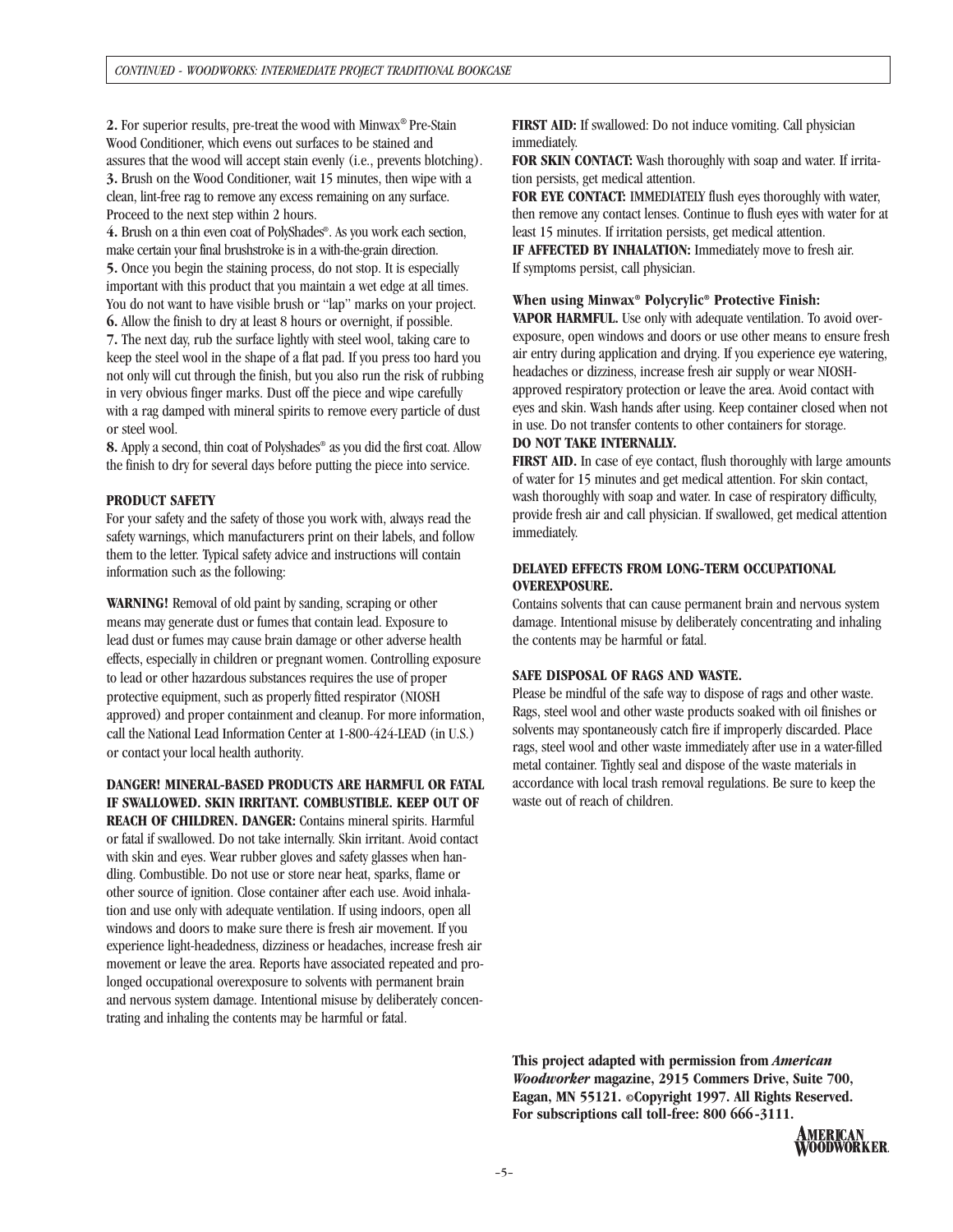**2.** For superior results, pre-treat the wood with Minwax® Pre-Stain Wood Conditioner, which evens out surfaces to be stained and assures that the wood will accept stain evenly (i.e., prevents blotching).

**3.** Brush on the Wood Conditioner, wait 15 minutes, then wipe with a clean, lint-free rag to remove any excess remaining on any surface. Proceed to the next step within 2 hours.

**4.** Brush on a thin even coat of PolyShades®. As you work each section, make certain your final brushstroke is in a with-the-grain direction.

**5.** Once you begin the staining process, do not stop. It is especially important with this product that you maintain a wet edge at all times. You do not want to have visible brush or "lap" marks on your project.

**6.** Allow the finish to dry at least 8 hours or overnight, if possible.

**7.** The next day, rub the surface lightly with steel wool, taking care to keep the steel wool in the shape of a flat pad. If you press too hard you not only will cut through the finish, but you also run the risk of rubbing in very obvious finger marks. Dust off the piece and wipe carefully with a rag damped with mineral spirits to remove every particle of dust or steel wool.

**8.** Apply a second, thin coat of Polyshades® as you did the first coat. Allow the finish to dry for several days before putting the piece into service.

**PRODUCT SAFETY**

For your safety and the safety of those you work with, always read the safety warnings, which manufacturers print on their labels, and follow them to the letter. Typical safety advice and instructions will contain information such as the following:

**WARNING!** Removal of old paint by sanding, scraping or other means may generate dust or fumes that contain lead. Exposure to lead dust or fumes may cause brain damage or other adverse health effects, especially in children or pregnant women. Controlling exposure to lead or other hazardous substances requires the use of proper protective equipment, such as properly fitted respirator (NIOSH approved) and proper containment and cleanup. For more information, call the National Lead Information Center at 1-800-424-LEAD (in U.S.) or contact your local health authority.

**DANGER! MINERAL-BASED PRODUCTS ARE HARMFUL OR FATAL IF SWALLOWED. SKIN IRRITANT. COMBUSTIBLE. KEEP OUT OF REACH OF CHILDREN. DANGER:** Contains mineral spirits. Harmful or fatal if swallowed. Do not take internally. Skin irritant. Avoid contact with skin and eyes. Wear rubber gloves and safety glasses when handling. Combustible. Do not use or store near heat, sparks, flame or other source of ignition. Close container after each use. Avoid inhalation and use only with adequate ventilation. If using indoors, open all windows and doors to make sure there is fresh air movement. If you experience light-headedness, dizziness or headaches, increase fresh air movement or leave the area. Reports have associated repeated and prolonged occupational overexposure to solvents with permanent brain and nervous system damage. Intentional misuse by deliberately concentrating and inhaling the contents may be harmful or fatal.

**FIRST AID:** If swallowed: Do not induce vomiting. Call physician immediately.

**FOR SKIN CONTACT:** Wash thoroughly with soap and water. If irritation persists, get medical attention.

**FOR EYE CONTACT:** IMMEDIATELY flush eyes thoroughly with water, then remove any contact lenses. Continue to flush eyes with water for at least 15 minutes. If irritation persists, get medical attention.

**IF AFFECTED BY INHALATION:** Immediately move to fresh air. If symptoms persist, call physician.

**When using Minwax® Polycrylic® Protective Finish:**

**VAPOR HARMFUL.** Use only with adequate ventilation. To avoid overexposure, open windows and doors or use other means to ensure fresh air entry during application and drying. If you experience eye watering, headaches or dizziness, increase fresh air supply or wear NIOSH-approved respiratory protection or leave the area. Avoid contact with eyes and skin. Wash hands after using. Keep container closed when not in use. Do not transfer contents to other containers for storage.

**DO NOT TAKE INTERNALLY.**

**FIRST AID.** In case of eye contact, flush thoroughly with large amounts of water for 15 minutes and get medical attention. For skin contact, wash thoroughly with soap and water. In case of respiratory difficulty, provide fresh air and call physician. If swallowed, get medical attention immediately.

**DELAYED EFFECTS FROM LONG-TERM OCCUPATIONAL OVEREXPOSURE.**

Contains solvents that can cause permanent brain and nervous system damage. Intentional misuse by deliberately concentrating and inhaling the contents may be harmful or fatal.

**SAFE DISPOSAL OF RAGS AND WASTE.**

Please be mindful of the safe way to dispose of rags and other waste. Rags, steel wool and other waste products soaked with oil finishes or solvents may spontaneously catch fire if improperly discarded. Place rags, steel wool and other waste immediately after use in a water-filled metal container. Tightly seal and dispose of the waste materials in accordance with local trash removal regulations. Be sure to keep the waste out of reach of children.

**This project adapted with permission from *American Woodworker* magazine, 2915 Commers Drive, Suite 700, Eagan, MN 55121. ©Copyright 1997. All Rights Reserved. For subscriptions call toll-free: 800 666-3111.**

AMERICAN WOODWORKER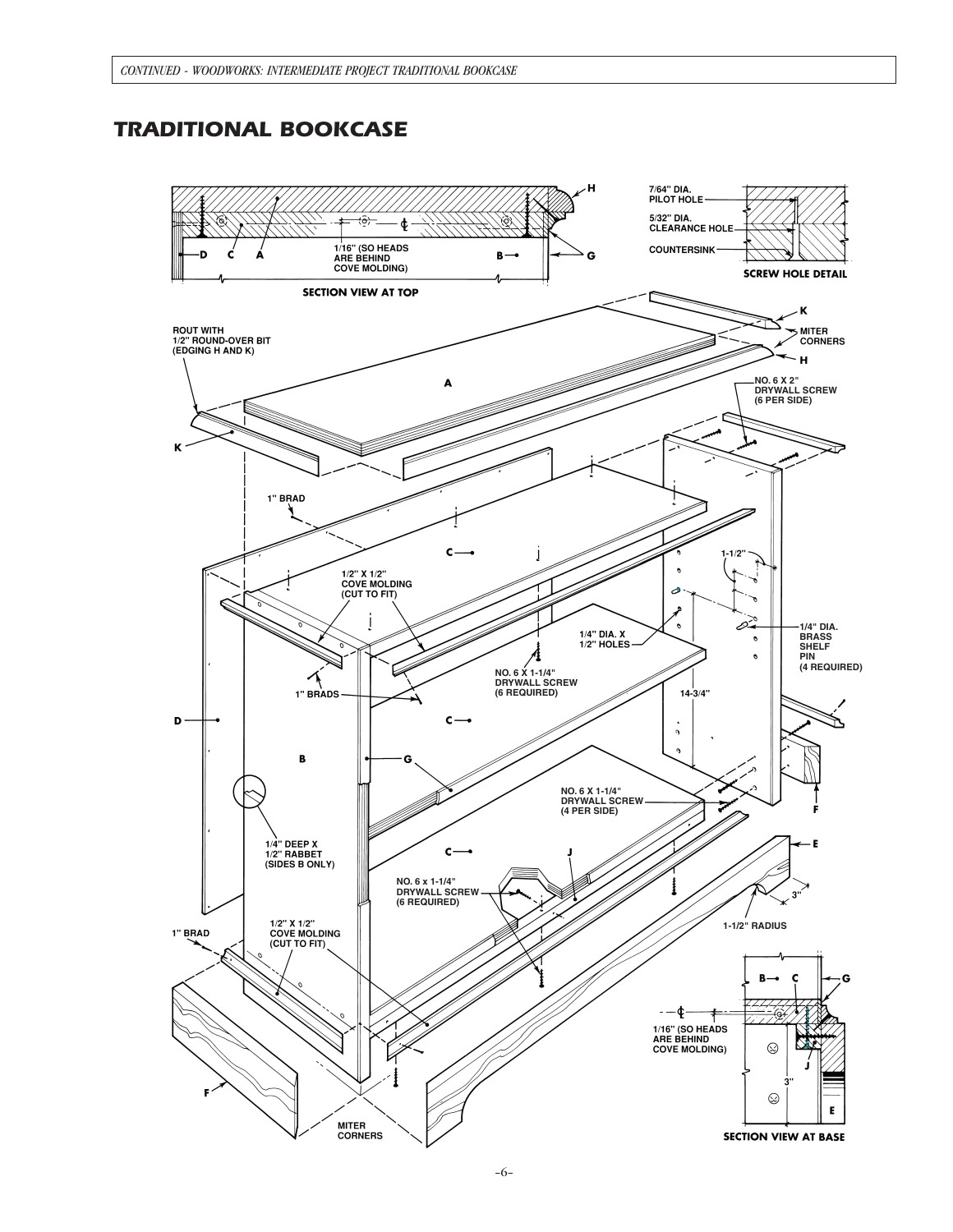# TRADITIONAL BOOKCASE

SECTION VIEW AT TOP

H

D C A

1/16" (SO HEADS ARE BEHIND COVE MOLDING)

B

G

7/64" DIA. PILOT HOLE

5/32" DIA. CLEARANCE HOLE

COUNTERSINK

SCREW HOLE DETAIL

K

MITER CORNERS

H

ROUT WITH 1/2" ROUND-OVER BIT (EDGING H AND K)

A

NO. 6 X 2" DRYWALL SCREW (6 PER SIDE)

K

1" BRAD

C

1/2" X 1/2" COVE MOLDING (CUT TO FIT)

1-1/2"

1/4" DIA. X 1/2" HOLES

1/4" DIA. BRASS SHELF PIN (4 REQUIRED)

NO. 6 X 1-1/4" DRYWALL SCREW (6 REQUIRED)

1" BRADS

14-3/4"

D

C

B

G

NO. 6 X 1-1/4" DRYWALL SCREW (4 PER SIDE)

F

1/4" DEEP X 1/2" RABBET (SIDES B ONLY)

C

J

E

NO. 6 x 1-1/4" DRYWALL SCREW (6 REQUIRED)

3"

1-1/2" RADIUS

1" BRAD

1/2" X 1/2" COVE MOLDING (CUT TO FIT)

B C G

1/16" (SO HEADS ARE BEHIND COVE MOLDING)

J

3"

F

E

MITER CORNERS

SECTION VIEW AT BASE